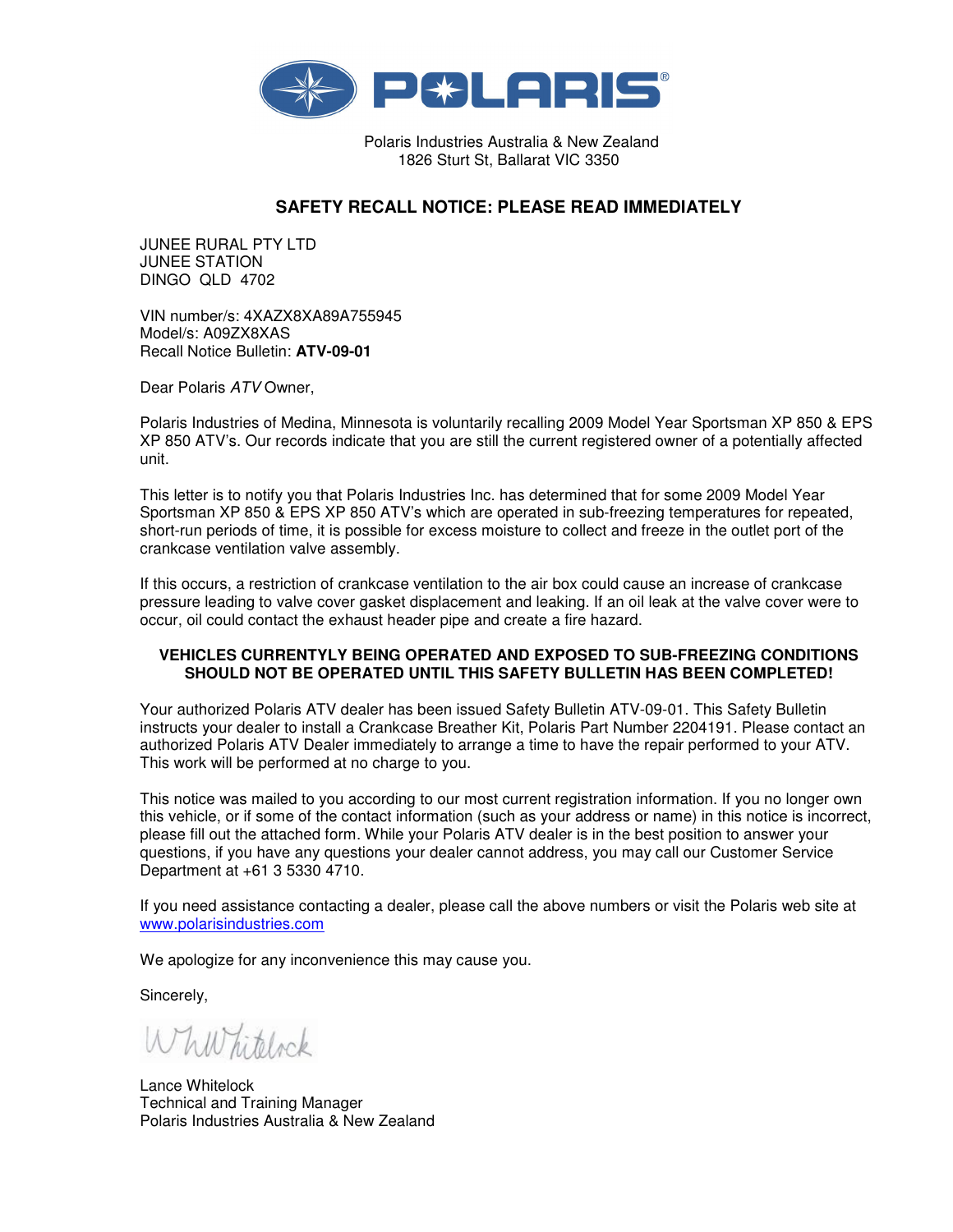POLARIS®

Polaris Industries Australia & New Zealand
1826 Sturt St, Ballarat VIC 3350

## SAFETY RECALL NOTICE: PLEASE READ IMMEDIATELY

JUNEE RURAL PTY LTD
JUNEE STATION
DINGO QLD 4702

VIN number/s: 4XAZX8XA89A755945
Model/s: A09ZX8XAS
Recall Notice Bulletin: **ATV-09-01**

Dear Polaris *ATV* Owner,

Polaris Industries of Medina, Minnesota is voluntarily recalling 2009 Model Year Sportsman XP 850 & EPS XP 850 ATV's. Our records indicate that you are still the current registered owner of a potentially affected unit.

This letter is to notify you that Polaris Industries Inc. has determined that for some 2009 Model Year Sportsman XP 850 & EPS XP 850 ATV's which are operated in sub-freezing temperatures for repeated, short-run periods of time, it is possible for excess moisture to collect and freeze in the outlet port of the crankcase ventilation valve assembly.

If this occurs, a restriction of crankcase ventilation to the air box could cause an increase of crankcase pressure leading to valve cover gasket displacement and leaking. If an oil leak at the valve cover were to occur, oil could contact the exhaust header pipe and create a fire hazard.

**VEHICLES CURRENTYLY BEING OPERATED AND EXPOSED TO SUB-FREEZING CONDITIONS SHOULD NOT BE OPERATED UNTIL THIS SAFETY BULLETIN HAS BEEN COMPLETED!**

Your authorized Polaris ATV dealer has been issued Safety Bulletin ATV-09-01. This Safety Bulletin instructs your dealer to install a Crankcase Breather Kit, Polaris Part Number 2204191. Please contact an authorized Polaris ATV Dealer immediately to arrange a time to have the repair performed to your ATV. This work will be performed at no charge to you.

This notice was mailed to you according to our most current registration information. If you no longer own this vehicle, or if some of the contact information (such as your address or name) in this notice is incorrect, please fill out the attached form. While your Polaris ATV dealer is in the best position to answer your questions, if you have any questions your dealer cannot address, you may call our Customer Service Department at +61 3 5330 4710.

If you need assistance contacting a dealer, please call the above numbers or visit the Polaris web site at www.polarisindustries.com

We apologize for any inconvenience this may cause you.

Sincerely,

Lance Whitelock
Technical and Training Manager
Polaris Industries Australia & New Zealand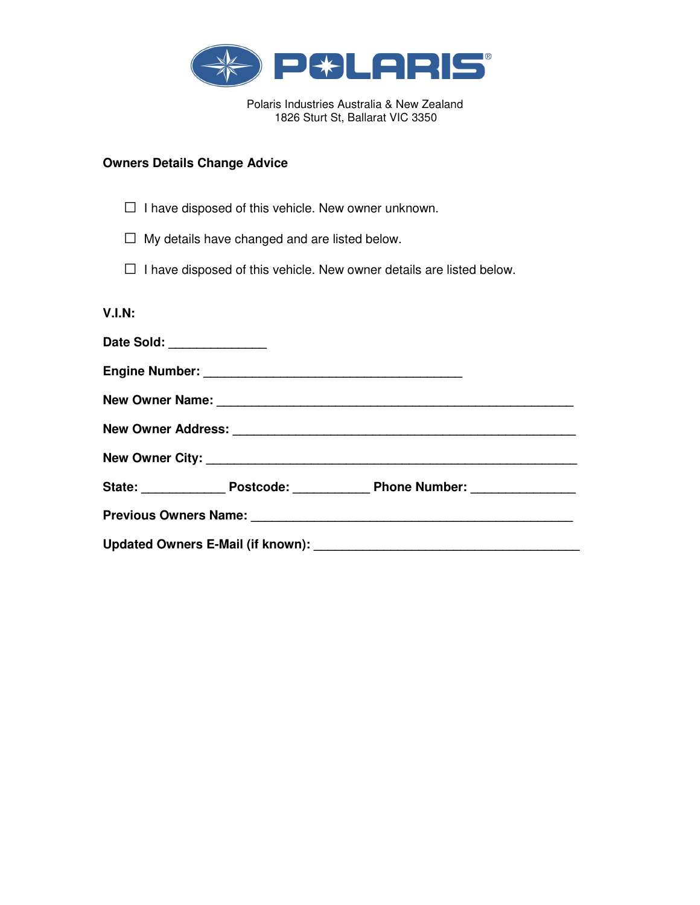POLARIS®

Polaris Industries Australia & New Zealand
1826 Sturt St, Ballarat VIC 3350

**Owners Details Change Advice**

☐ I have disposed of this vehicle. New owner unknown.

☐ My details have changed and are listed below.

☐ I have disposed of this vehicle. New owner details are listed below.

**V.I.N:**

**Date Sold:** ______________

**Engine Number:** ____________________________________

**New Owner Name:** __________________________________________________

**New Owner Address:** ________________________________________________

**New Owner City:** ____________________________________________________

**State:** ____________ **Postcode:** ___________ **Phone Number:** ______________

**Previous Owners Name:** ______________________________________________

**Updated Owners E-Mail (if known):** _____________________________________